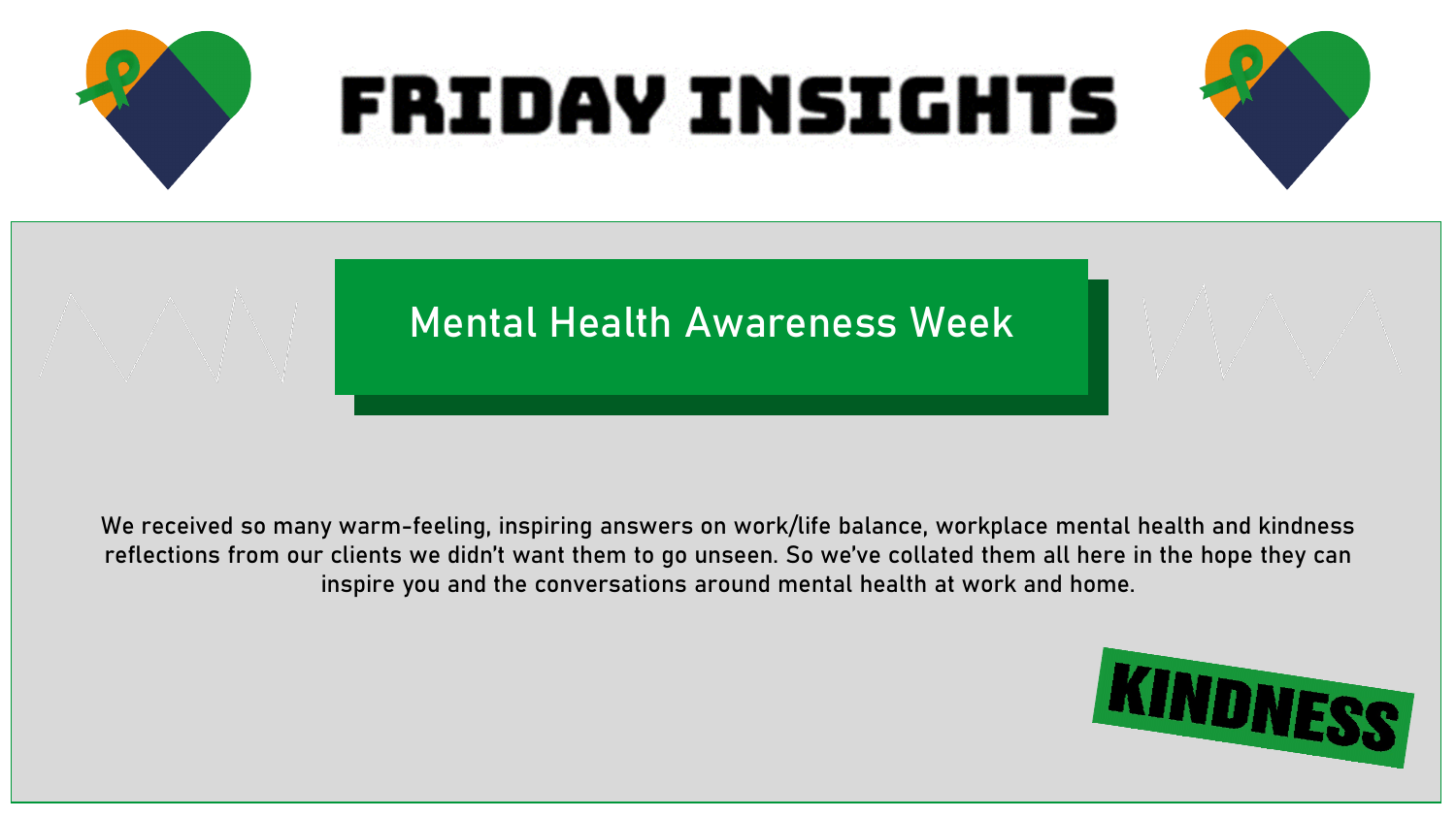# FRIDAY INSIGHTS

## Mental Health Awareness Week

We received so many warm-feeling, inspiring answers on work/life balance, workplace mental health and kindness reflections from our clients we didn't want them to go unseen. So we've collated them all here in the hope they can inspire you and the conversations around mental health at work and home.

KINDNESS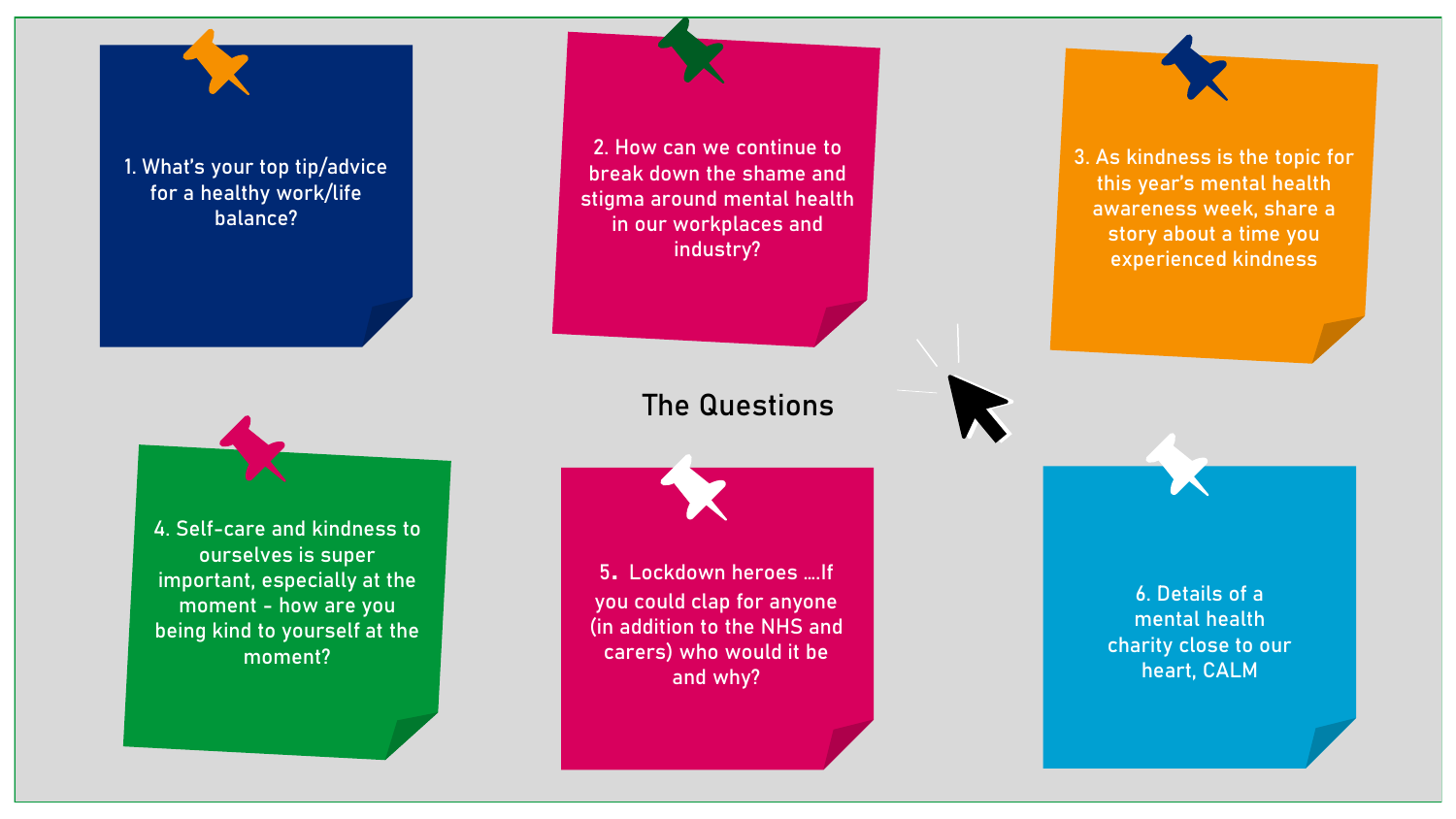# The Questions

1. What's your top tip/advice for a healthy work/life balance?

2. How can we continue to break down the shame and stigma around mental health in our workplaces and industry?

3. As kindness is the topic for this year's mental health awareness week, share a story about a time you experienced kindness

4. Self-care and kindness to ourselves is super important, especially at the moment - how are you being kind to yourself at the moment?

5. Lockdown heroes ….If you could clap for anyone (in addition to the NHS and carers) who would it be and why?

6. Details of a mental health charity close to our heart, CALM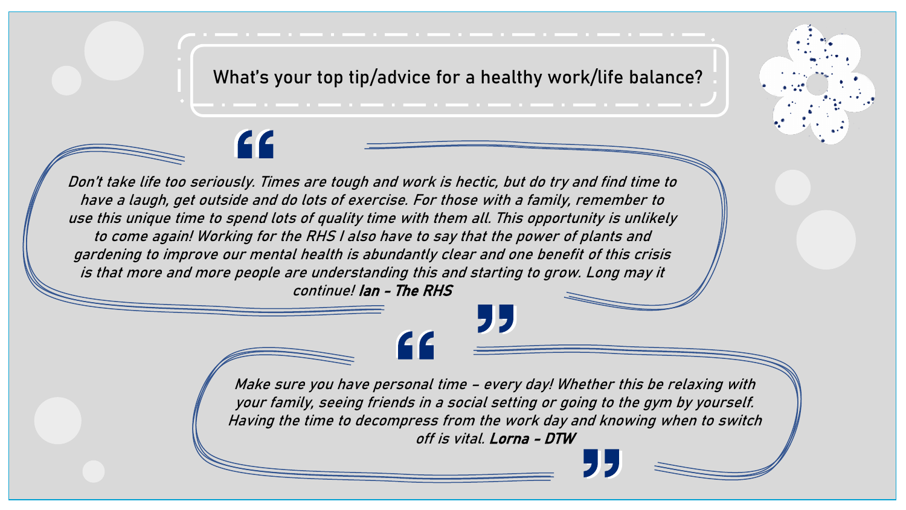## What's your top tip/advice for a healthy work/life balance?

> *Don't take life too seriously. Times are tough and work is hectic, but do try and find time to have a laugh, get outside and do lots of exercise. For those with a family, remember to use this unique time to spend lots of quality time with them all. This opportunity is unlikely to come again! Working for the RHS I also have to say that the power of plants and gardening to improve our mental health is abundantly clear and one benefit of this crisis is that more and more people are understanding this and starting to grow. Long may it continue!* **Ian - The RHS**

> *Make sure you have personal time – every day! Whether this be relaxing with your family, seeing friends in a social setting or going to the gym by yourself. Having the time to decompress from the work day and knowing when to switch off is vital.* **Lorna - DTW**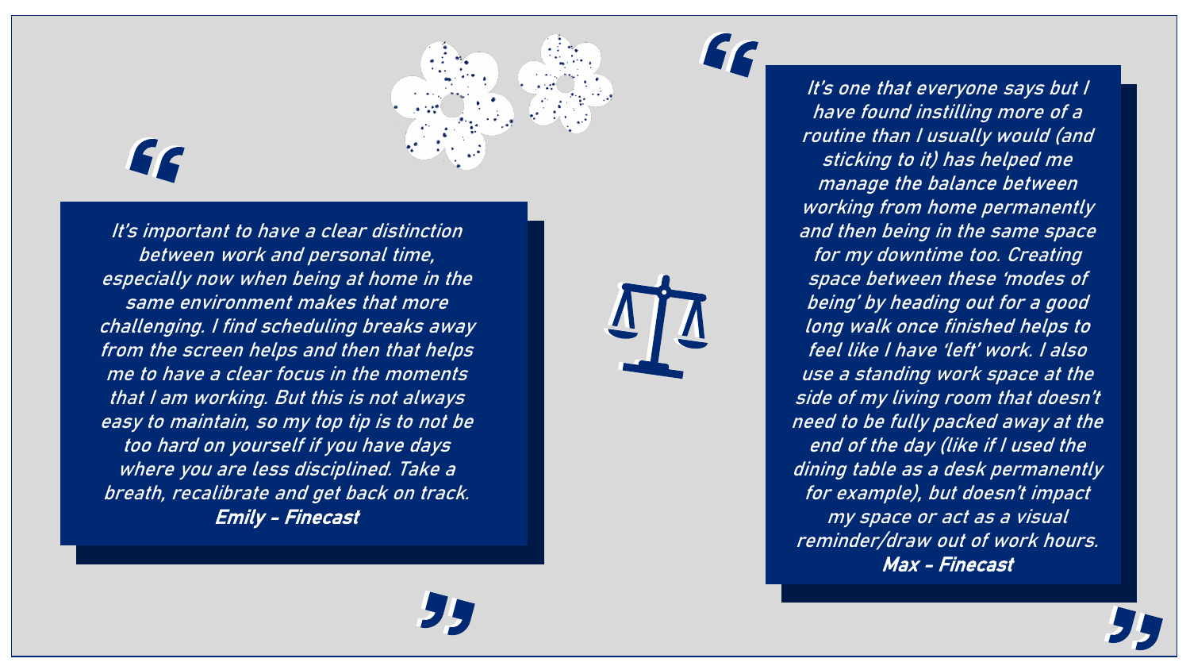> *It's important to have a clear distinction between work and personal time, especially now when being at home in the same environment makes that more challenging. I find scheduling breaks away from the screen helps and then that helps me to have a clear focus in the moments that I am working. But this is not always easy to maintain, so my top tip is to not be too hard on yourself if you have days where you are less disciplined. Take a breath, recalibrate and get back on track.*
>
> ***Emily - Finecast***

> *It's one that everyone says but I have found instilling more of a routine than I usually would (and sticking to it) has helped me manage the balance between working from home permanently and then being in the same space for my downtime too. Creating space between these 'modes of being' by heading out for a good long walk once finished helps to feel like I have 'left' work. I also use a standing work space at the side of my living room that doesn't need to be fully packed away at the end of the day (like if I used the dining table as a desk permanently for example), but doesn't impact my space or act as a visual reminder/draw out of work hours.*
>
> ***Max - Finecast***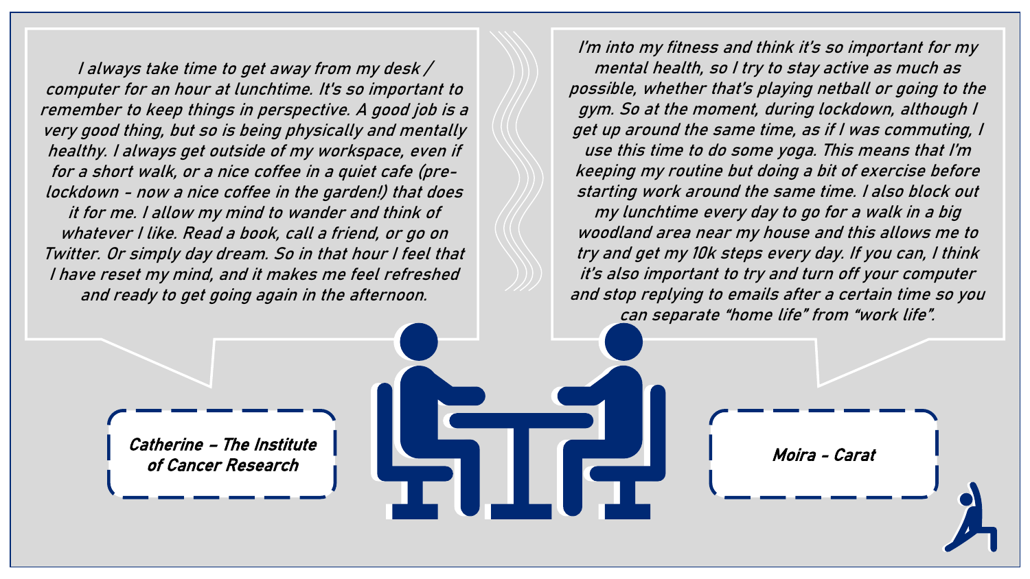*I always take time to get away from my desk / computer for an hour at lunchtime. It's so important to remember to keep things in perspective. A good job is a very good thing, but so is being physically and mentally healthy. I always get outside of my workspace, even if for a short walk, or a nice coffee in a quiet cafe (pre-lockdown - now a nice coffee in the garden!) that does it for me. I allow my mind to wander and think of whatever I like. Read a book, call a friend, or go on Twitter. Or simply day dream. So in that hour I feel that I have reset my mind, and it makes me feel refreshed and ready to get going again in the afternoon.*

***Catherine – The Institute of Cancer Research***

*I'm into my fitness and think it's so important for my mental health, so I try to stay active as much as possible, whether that's playing netball or going to the gym. So at the moment, during lockdown, although I get up around the same time, as if I was commuting, I use this time to do some yoga. This means that I'm keeping my routine but doing a bit of exercise before starting work around the same time. I also block out my lunchtime every day to go for a walk in a big woodland area near my house and this allows me to try and get my 10k steps every day. If you can, I think it's also important to try and turn off your computer and stop replying to emails after a certain time so you can separate "home life" from "work life".*

***Moira - Carat***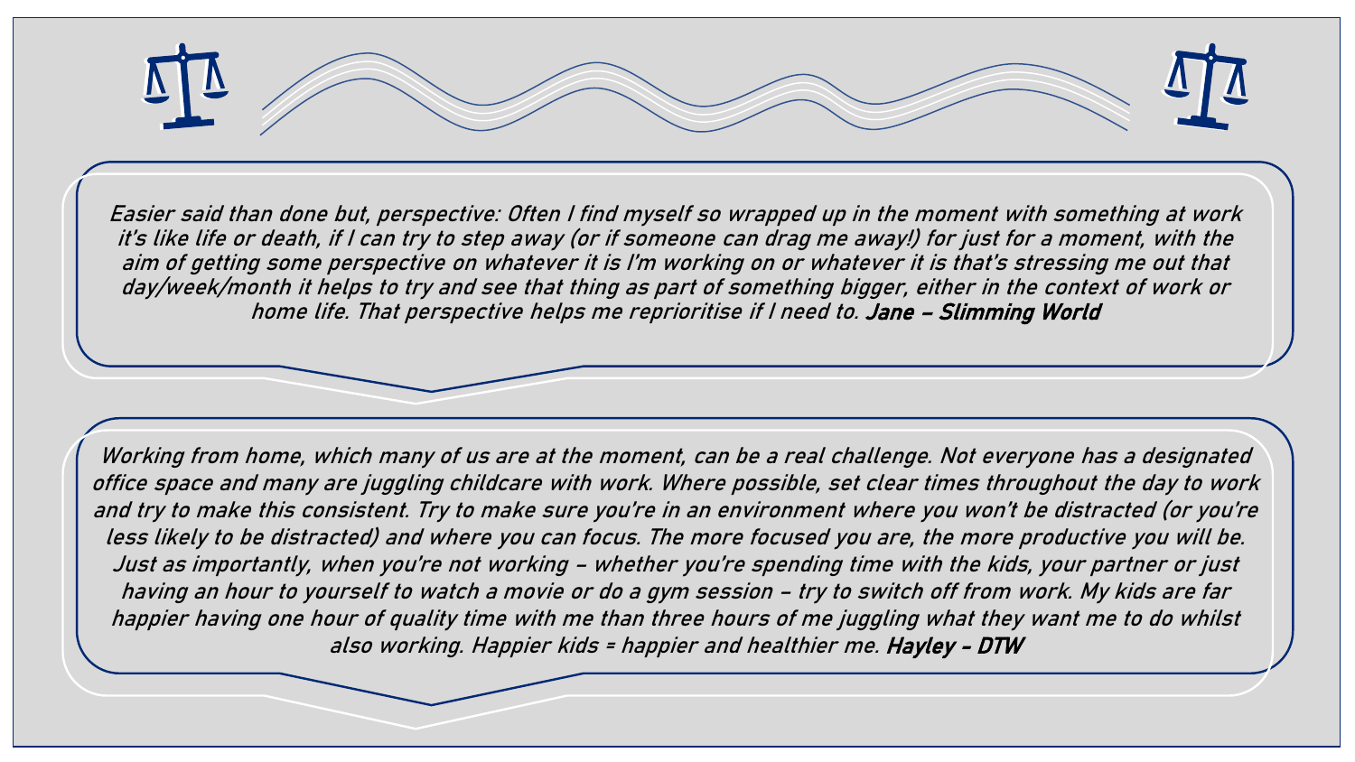*Easier said than done but, perspective: Often I find myself so wrapped up in the moment with something at work it's like life or death, if I can try to step away (or if someone can drag me away!) for just for a moment, with the aim of getting some perspective on whatever it is I'm working on or whatever it is that's stressing me out that day/week/month it helps to try and see that thing as part of something bigger, either in the context of work or home life. That perspective helps me reprioritise if I need to.* ***Jane – Slimming World***

*Working from home, which many of us are at the moment, can be a real challenge. Not everyone has a designated office space and many are juggling childcare with work. Where possible, set clear times throughout the day to work and try to make this consistent. Try to make sure you're in an environment where you won't be distracted (or you're less likely to be distracted) and where you can focus. The more focused you are, the more productive you will be. Just as importantly, when you're not working – whether you're spending time with the kids, your partner or just having an hour to yourself to watch a movie or do a gym session – try to switch off from work. My kids are far happier having one hour of quality time with me than three hours of me juggling what they want me to do whilst also working. Happier kids = happier and healthier me.* ***Hayley – DTW***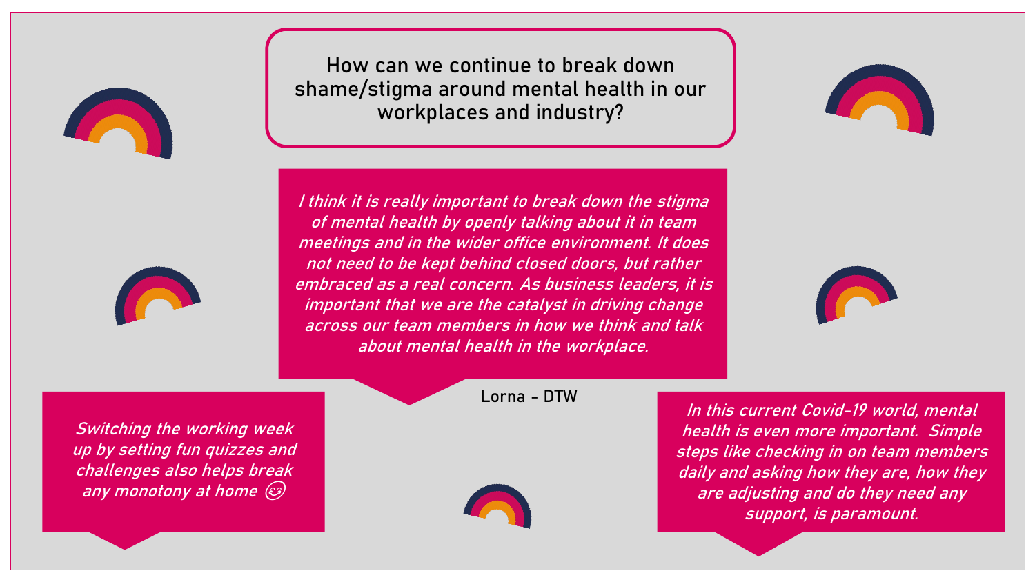## How can we continue to break down shame/stigma around mental health in our workplaces and industry?

*I think it is really important to break down the stigma of mental health by openly talking about it in team meetings and in the wider office environment. It does not need to be kept behind closed doors, but rather embraced as a real concern. As business leaders, it is important that we are the catalyst in driving change across our team members in how we think and talk about mental health in the workplace.*

*Switching the working week up by setting fun quizzes and challenges also helps break any monotony at home 😊*

*In this current Covid-19 world, mental health is even more important. Simple steps like checking in on team members daily and asking how they are, how they are adjusting and do they need any support, is paramount.*

Lorna - DTW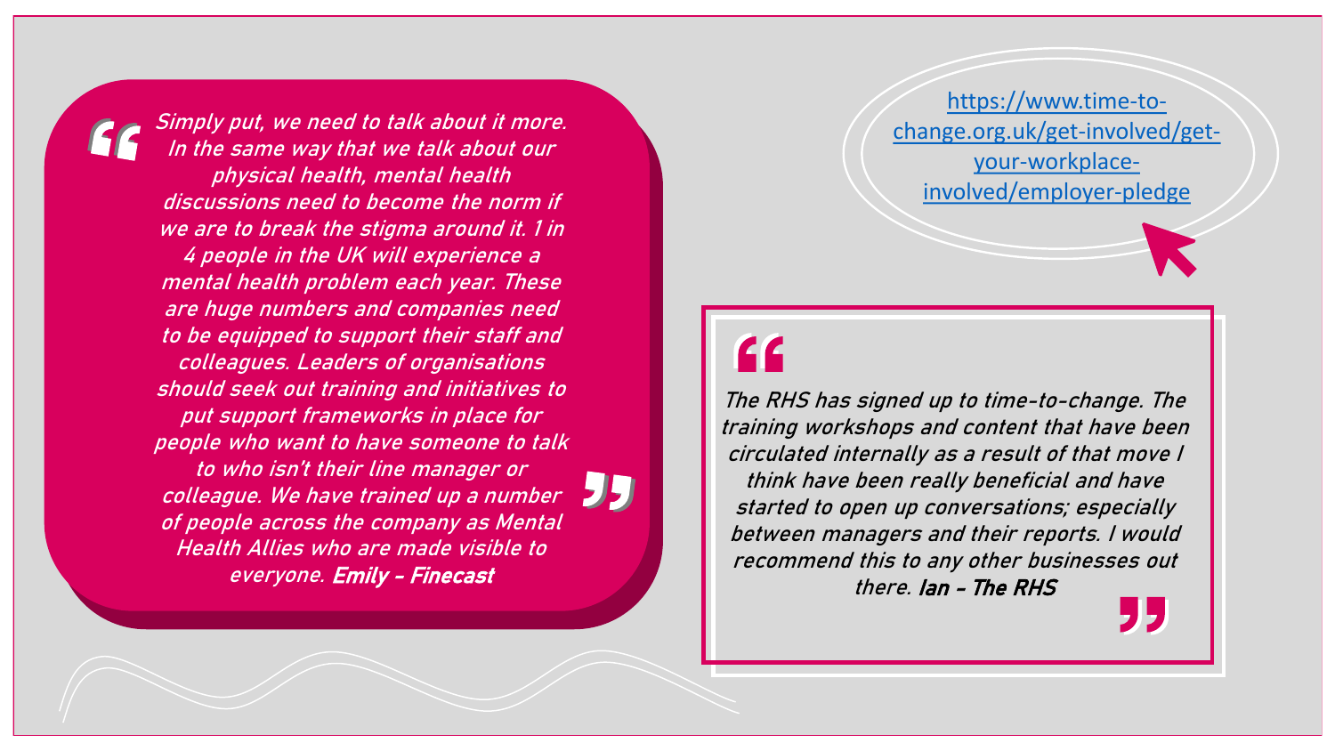> *Simply put, we need to talk about it more. In the same way that we talk about our physical health, mental health discussions need to become the norm if we are to break the stigma around it. 1 in 4 people in the UK will experience a mental health problem each year. These are huge numbers and companies need to be equipped to support their staff and colleagues. Leaders of organisations should seek out training and initiatives to put support frameworks in place for people who want to have someone to talk to who isn't their line manager or colleague. We have trained up a number of people across the company as Mental Health Allies who are made visible to everyone.* ***Emily - Finecast***

[https://www.time-to-change.org.uk/get-involved/get-your-workplace-involved/employer-pledge](https://www.time-to-change.org.uk/get-involved/get-your-workplace-involved/employer-pledge)

> *The RHS has signed up to time-to-change. The training workshops and content that have been circulated internally as a result of that move I think have been really beneficial and have started to open up conversations; especially between managers and their reports. I would recommend this to any other businesses out there.* ***Ian - The RHS***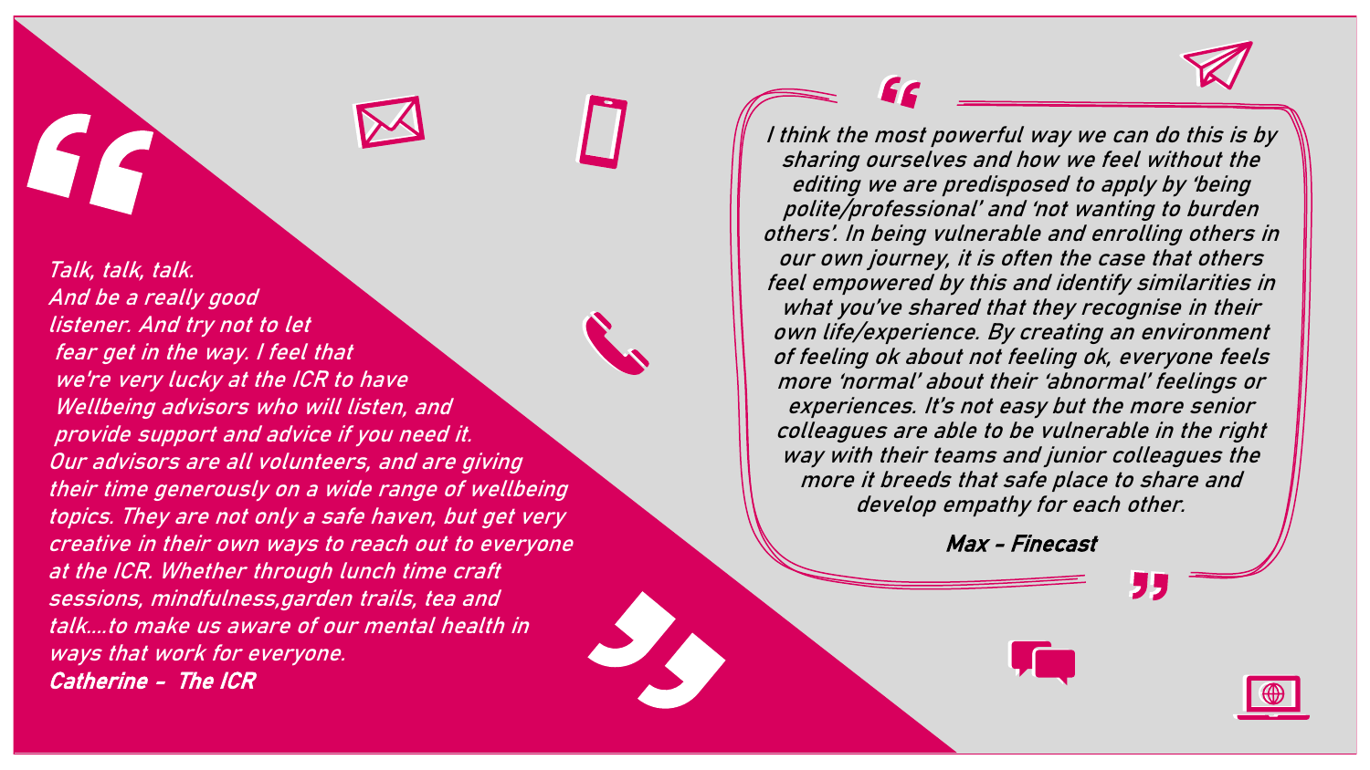*Talk, talk, talk.
And be a really good listener. And try not to let fear get in the way. I feel that we're very lucky at the ICR to have Wellbeing advisors who will listen, and provide support and advice if you need it.
Our advisors are all volunteers, and are giving their time generously on a wide range of wellbeing topics. They are not only a safe haven, but get very creative in their own ways to reach out to everyone at the ICR. Whether through lunch time craft sessions, mindfulness,garden trails, tea and talk….to make us aware of our mental health in ways that work for everyone.*
***Catherine – The ICR***

*I think the most powerful way we can do this is by sharing ourselves and how we feel without the editing we are predisposed to apply by 'being polite/professional' and 'not wanting to burden others'. In being vulnerable and enrolling others in our own journey, it is often the case that others feel empowered by this and identify similarities in what you've shared that they recognise in their own life/experience. By creating an environment of feeling ok about not feeling ok, everyone feels more 'normal' about their 'abnormal' feelings or experiences. It's not easy but the more senior colleagues are able to be vulnerable in the right way with their teams and junior colleagues the more it breeds that safe place to share and develop empathy for each other.*

***Max – Finecast***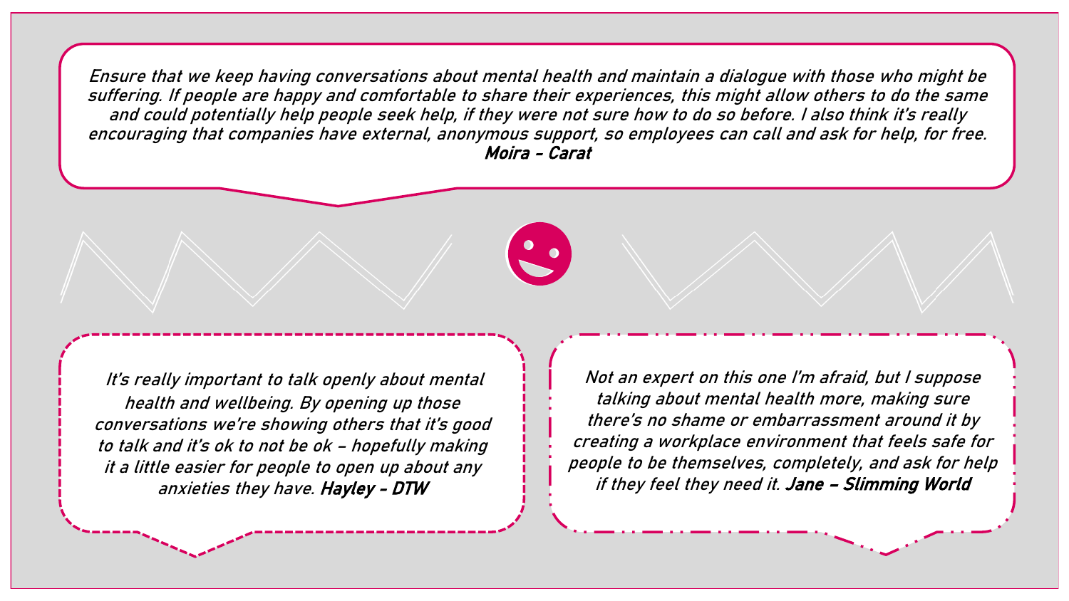*Ensure that we keep having conversations about mental health and maintain a dialogue with those who might be suffering. If people are happy and comfortable to share their experiences, this might allow others to do the same and could potentially help people seek help, if they were not sure how to do so before. I also think it's really encouraging that companies have external, anonymous support, so employees can call and ask for help, for free.* ***Moira - Carat***

*It's really important to talk openly about mental health and wellbeing. By opening up those conversations we're showing others that it's good to talk and it's ok to not be ok – hopefully making it a little easier for people to open up about any anxieties they have.* ***Hayley - DTW***

*Not an expert on this one I'm afraid, but I suppose talking about mental health more, making sure there's no shame or embarrassment around it by creating a workplace environment that feels safe for people to be themselves, completely, and ask for help if they feel they need it.* ***Jane – Slimming World***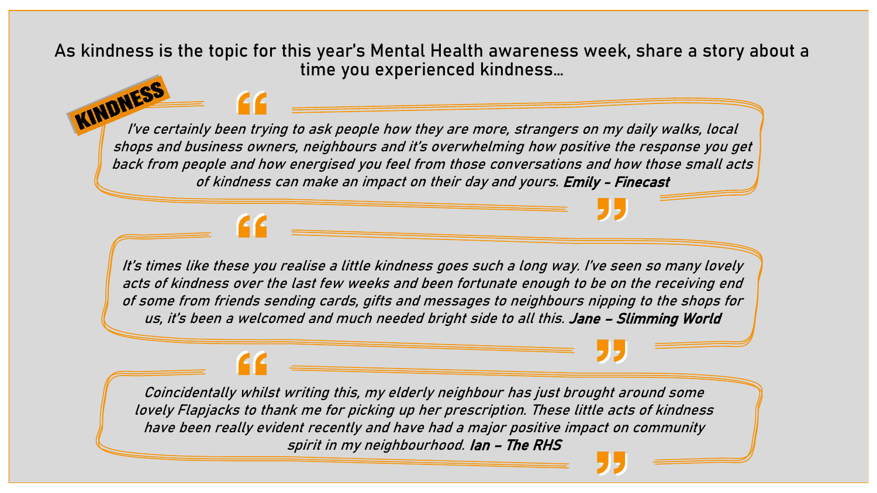## As kindness is the topic for this year's Mental Health awareness week, share a story about a time you experienced kindness…

**KINDNESS**

> *I've certainly been trying to ask people how they are more, strangers on my daily walks, local shops and business owners, neighbours and it's overwhelming how positive the response you get back from people and how energised you feel from those conversations and how those small acts of kindness can make an impact on their day and yours.* **Emily - Finecast**

> *It's times like these you realise a little kindness goes such a long way. I've seen so many lovely acts of kindness over the last few weeks and been fortunate enough to be on the receiving end of some from friends sending cards, gifts and messages to neighbours nipping to the shops for us, it's been a welcomed and much needed bright side to all this.* **Jane – Slimming World**

> *Coincidentally whilst writing this, my elderly neighbour has just brought around some lovely Flapjacks to thank me for picking up her prescription. These little acts of kindness have been really evident recently and have had a major positive impact on community spirit in my neighbourhood.* **Ian – The RHS**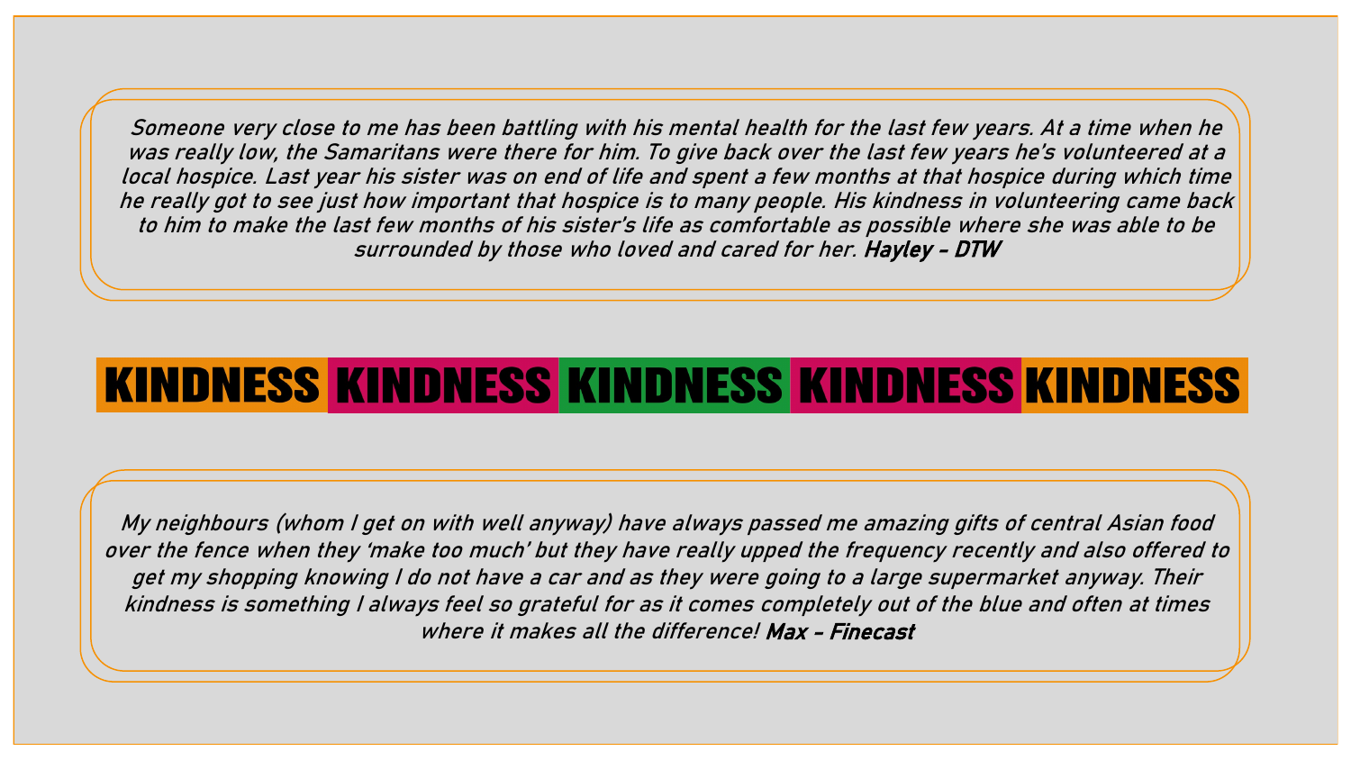*Someone very close to me has been battling with his mental health for the last few years. At a time when he was really low, the Samaritans were there for him. To give back over the last few years he's volunteered at a local hospice. Last year his sister was on end of life and spent a few months at that hospice during which time he really got to see just how important that hospice is to many people. His kindness in volunteering came back to him to make the last few months of his sister's life as comfortable as possible where she was able to be surrounded by those who loved and cared for her.* ***Hayley – DTW***

**KINDNESS KINDNESS KINDNESS KINDNESS KINDNESS**

*My neighbours (whom I get on with well anyway) have always passed me amazing gifts of central Asian food over the fence when they 'make too much' but they have really upped the frequency recently and also offered to get my shopping knowing I do not have a car and as they were going to a large supermarket anyway. Their kindness is something I always feel so grateful for as it comes completely out of the blue and often at times where it makes all the difference!* ***Max – Finecast***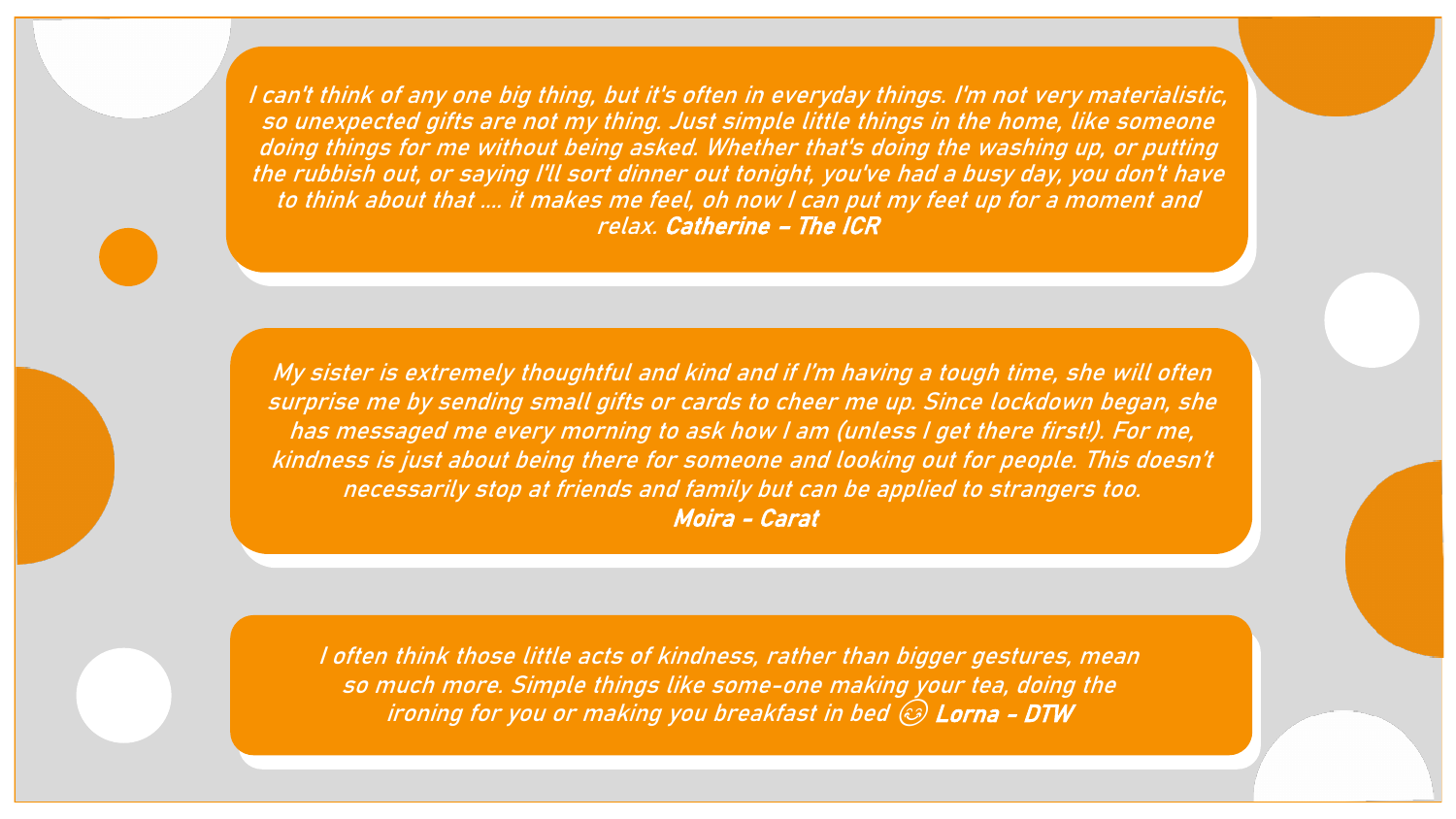*I can't think of any one big thing, but it's often in everyday things. I'm not very materialistic, so unexpected gifts are not my thing. Just simple little things in the home, like someone doing things for me without being asked. Whether that's doing the washing up, or putting the rubbish out, or saying I'll sort dinner out tonight, you've had a busy day, you don't have to think about that …. it makes me feel, oh now I can put my feet up for a moment and relax.* ***Catherine – The ICR***

*My sister is extremely thoughtful and kind and if I'm having a tough time, she will often surprise me by sending small gifts or cards to cheer me up. Since lockdown began, she has messaged me every morning to ask how I am (unless I get there first!). For me, kindness is just about being there for someone and looking out for people. This doesn't necessarily stop at friends and family but can be applied to strangers too.*
***Moira - Carat***

*I often think those little acts of kindness, rather than bigger gestures, mean so much more. Simple things like some-one making your tea, doing the ironing for you or making you breakfast in bed* 😊 ***Lorna - DTW***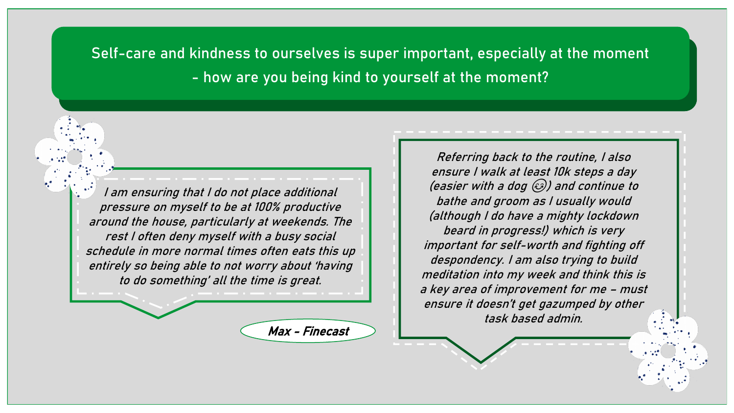## Self-care and kindness to ourselves is super important, especially at the moment - how are you being kind to yourself at the moment?

*I am ensuring that I do not place additional pressure on myself to be at 100% productive around the house, particularly at weekends. The rest I often deny myself with a busy social schedule in more normal times often eats this up entirely so being able to not worry about 'having to do something' all the time is great.*

*Referring back to the routine, I also ensure I walk at least 10k steps a day (easier with a dog 😉) and continue to bathe and groom as I usually would (although I do have a mighty lockdown beard in progress!) which is very important for self-worth and fighting off despondency. I am also trying to build meditation into my week and think this is a key area of improvement for me – must ensure it doesn't get gazumped by other task based admin.*

***Max - Finecast***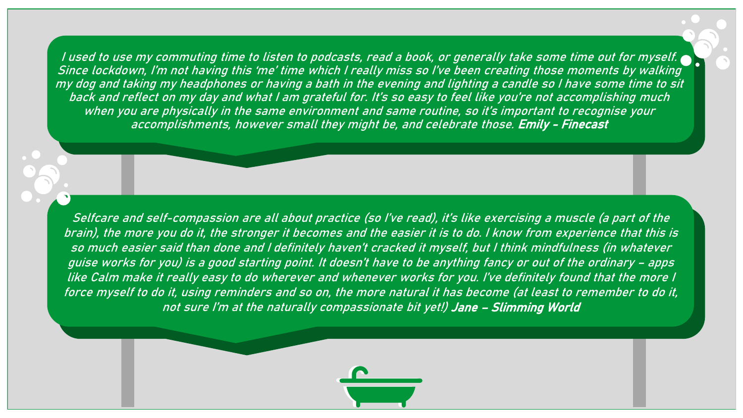*I used to use my commuting time to listen to podcasts, read a book, or generally take some time out for myself. Since lockdown, I'm not having this 'me' time which I really miss so I've been creating those moments by walking my dog and taking my headphones or having a bath in the evening and lighting a candle so I have some time to sit back and reflect on my day and what I am grateful for. It's so easy to feel like you're not accomplishing much when you are physically in the same environment and same routine, so it's important to recognise your accomplishments, however small they might be, and celebrate those.* ***Emily - Finecast***

*Selfcare and self-compassion are all about practice (so I've read), it's like exercising a muscle (a part of the brain), the more you do it, the stronger it becomes and the easier it is to do. I know from experience that this is so much easier said than done and I definitely haven't cracked it myself, but I think mindfulness (in whatever guise works for you) is a good starting point. It doesn't have to be anything fancy or out of the ordinary – apps like Calm make it really easy to do wherever and whenever works for you. I've definitely found that the more I force myself to do it, using reminders and so on, the more natural it has become (at least to remember to do it, not sure I'm at the naturally compassionate bit yet!)* ***Jane – Slimming World***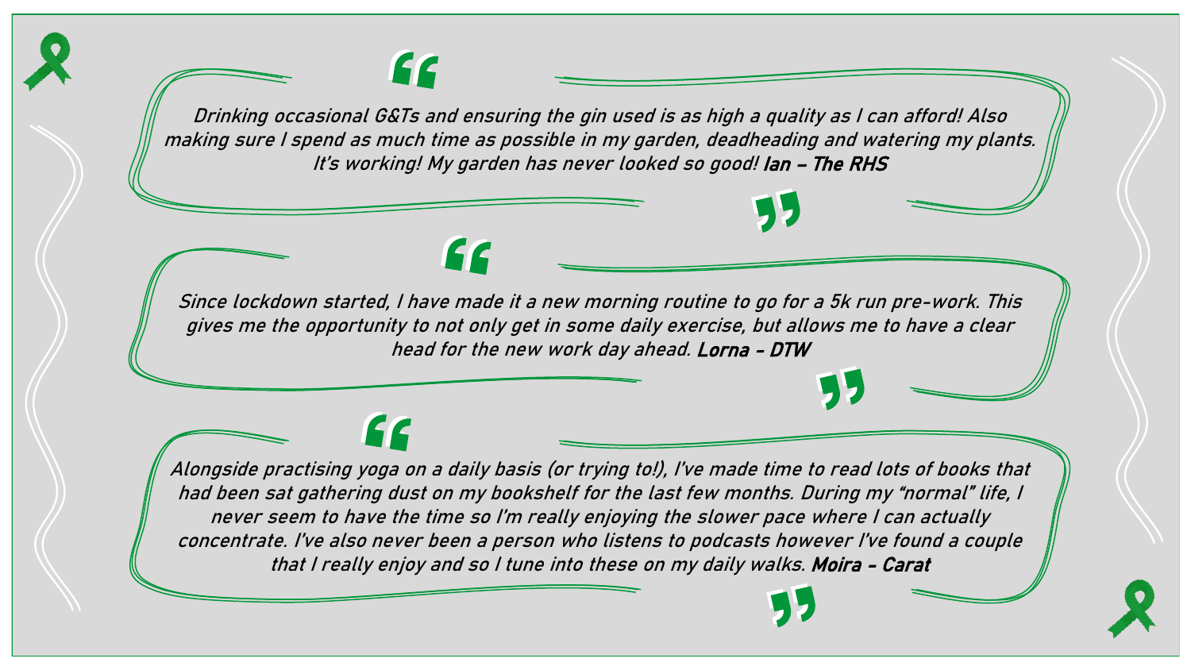*Drinking occasional G&Ts and ensuring the gin used is as high a quality as I can afford! Also making sure I spend as much time as possible in my garden, deadheading and watering my plants. It's working! My garden has never looked so good!* **Ian – The RHS**

*Since lockdown started, I have made it a new morning routine to go for a 5k run pre-work. This gives me the opportunity to not only get in some daily exercise, but allows me to have a clear head for the new work day ahead.* **Lorna - DTW**

*Alongside practising yoga on a daily basis (or trying to!), I've made time to read lots of books that had been sat gathering dust on my bookshelf for the last few months. During my "normal" life, I never seem to have the time so I'm really enjoying the slower pace where I can actually concentrate. I've also never been a person who listens to podcasts however I've found a couple that I really enjoy and so I tune into these on my daily walks.* **Moira - Carat**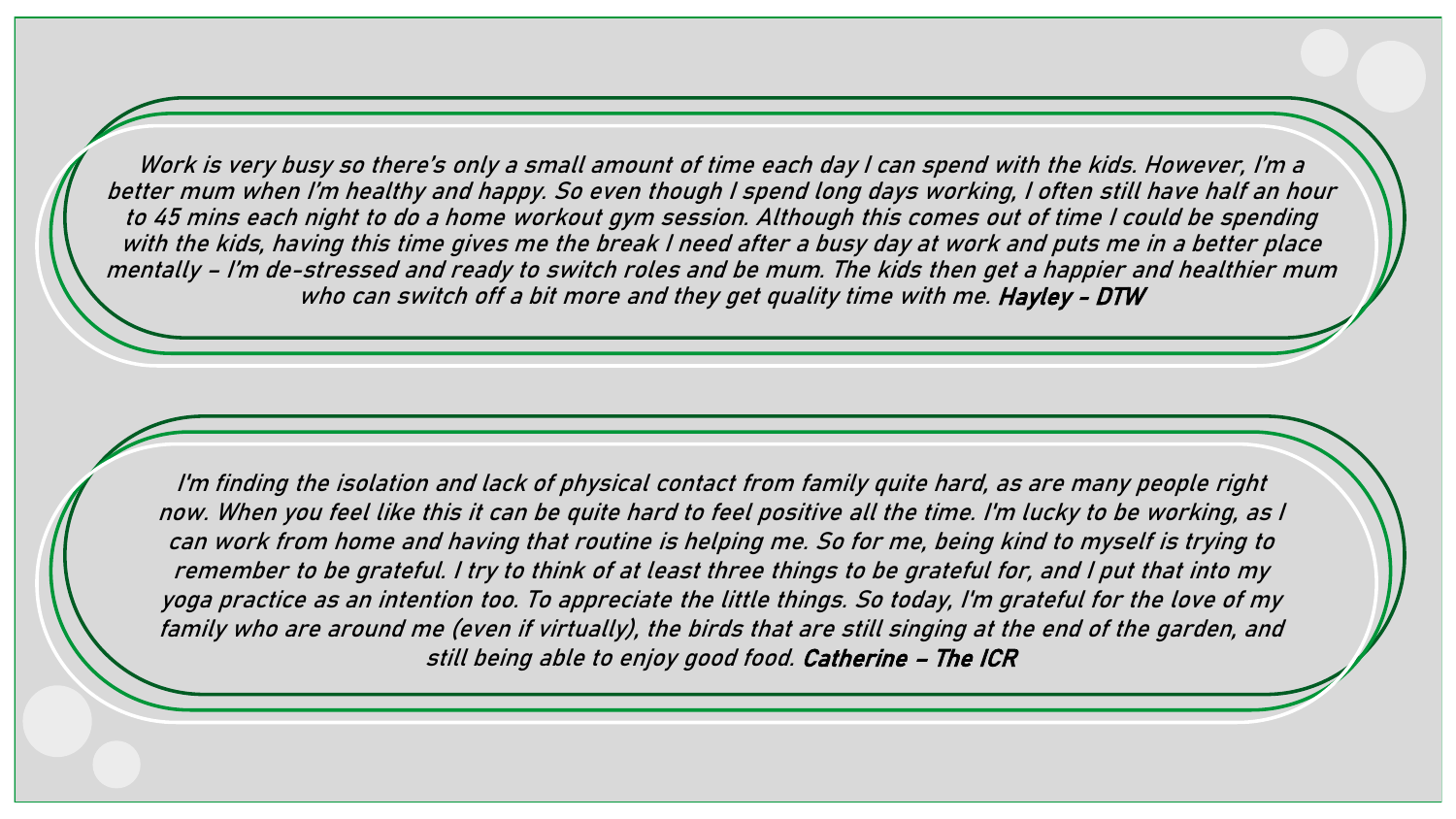*Work is very busy so there's only a small amount of time each day I can spend with the kids. However, I'm a better mum when I'm healthy and happy. So even though I spend long days working, I often still have half an hour to 45 mins each night to do a home workout gym session. Although this comes out of time I could be spending with the kids, having this time gives me the break I need after a busy day at work and puts me in a better place mentally – I'm de-stressed and ready to switch roles and be mum. The kids then get a happier and healthier mum who can switch off a bit more and they get quality time with me.* ***Hayley - DTW***

*I'm finding the isolation and lack of physical contact from family quite hard, as are many people right now. When you feel like this it can be quite hard to feel positive all the time. I'm lucky to be working, as I can work from home and having that routine is helping me. So for me, being kind to myself is trying to remember to be grateful. I try to think of at least three things to be grateful for, and I put that into my yoga practice as an intention too. To appreciate the little things. So today, I'm grateful for the love of my family who are around me (even if virtually), the birds that are still singing at the end of the garden, and still being able to enjoy good food.* ***Catherine – The ICR***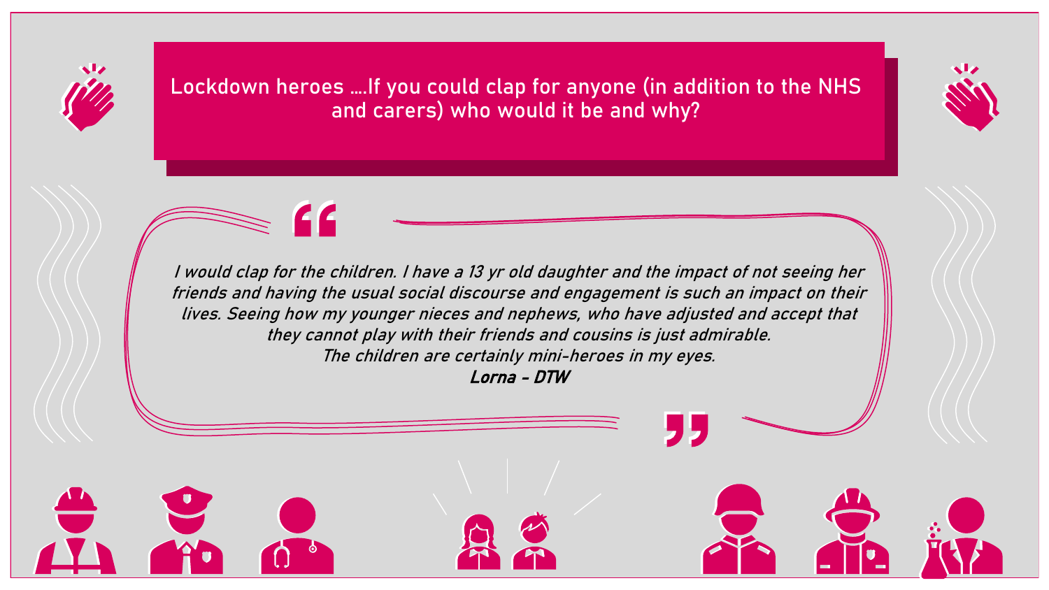## Lockdown heroes ….If you could clap for anyone (in addition to the NHS and carers) who would it be and why?

*I would clap for the children. I have a 13 yr old daughter and the impact of not seeing her friends and having the usual social discourse and engagement is such an impact on their lives. Seeing how my younger nieces and nephews, who have adjusted and accept that they cannot play with their friends and cousins is just admirable.*
*The children are certainly mini-heroes in my eyes.*

***Lorna - DTW***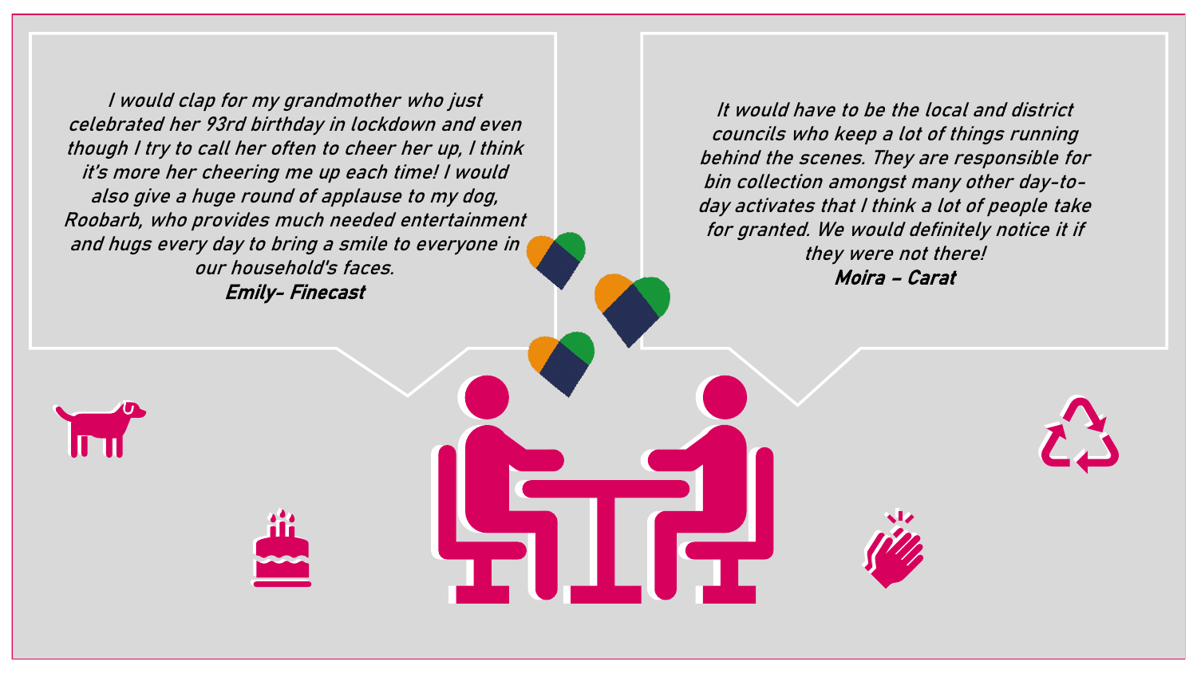*I would clap for my grandmother who just celebrated her 93rd birthday in lockdown and even though I try to call her often to cheer her up, I think it's more her cheering me up each time! I would also give a huge round of applause to my dog, Roobarb, who provides much needed entertainment and hugs every day to bring a smile to everyone in our household's faces.*

***Emily- Finecast***

*It would have to be the local and district councils who keep a lot of things running behind the scenes. They are responsible for bin collection amongst many other day-to-day activates that I think a lot of people take for granted. We would definitely notice it if they were not there!*

***Moira – Carat***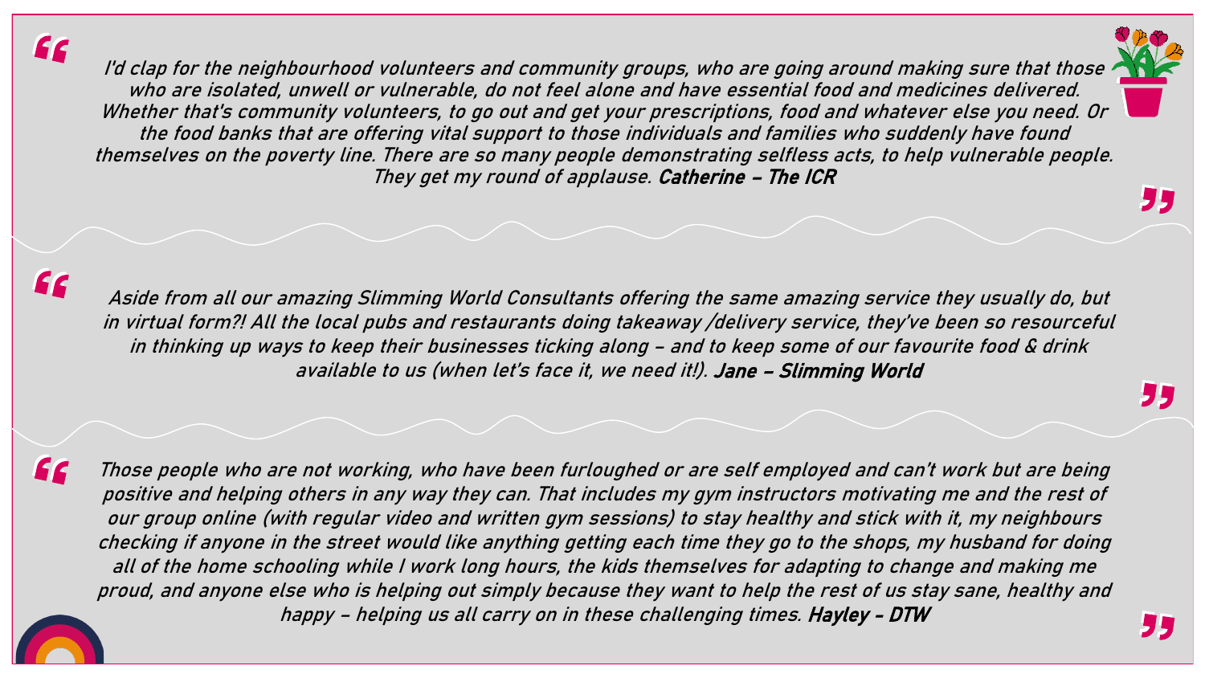*I'd clap for the neighbourhood volunteers and community groups, who are going around making sure that those who are isolated, unwell or vulnerable, do not feel alone and have essential food and medicines delivered. Whether that's community volunteers, to go out and get your prescriptions, food and whatever else you need. Or the food banks that are offering vital support to those individuals and families who suddenly have found themselves on the poverty line. There are so many people demonstrating selfless acts, to help vulnerable people. They get my round of applause.* **Catherine – The ICR**

*Aside from all our amazing Slimming World Consultants offering the same amazing service they usually do, but in virtual form?! All the local pubs and restaurants doing takeaway /delivery service, they've been so resourceful in thinking up ways to keep their businesses ticking along – and to keep some of our favourite food & drink available to us (when let's face it, we need it!).* **Jane – Slimming World**

*Those people who are not working, who have been furloughed or are self employed and can't work but are being positive and helping others in any way they can. That includes my gym instructors motivating me and the rest of our group online (with regular video and written gym sessions) to stay healthy and stick with it, my neighbours checking if anyone in the street would like anything getting each time they go to the shops, my husband for doing all of the home schooling while I work long hours, the kids themselves for adapting to change and making me proud, and anyone else who is helping out simply because they want to help the rest of us stay sane, healthy and happy – helping us all carry on in these challenging times.* **Hayley - DTW**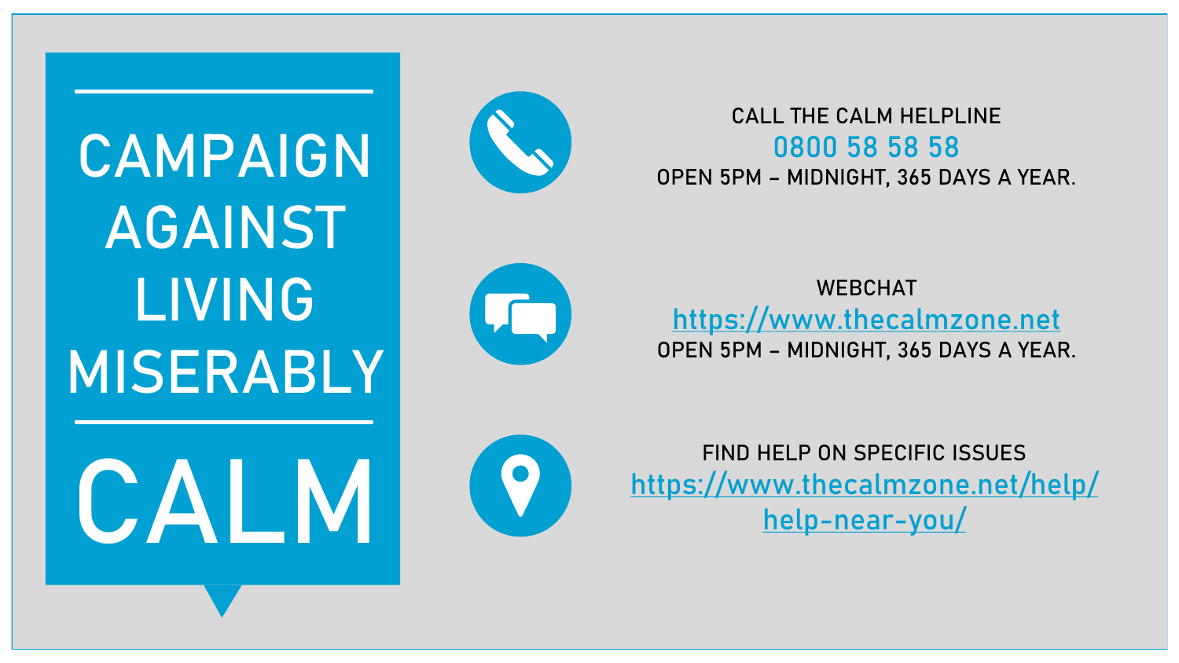# CAMPAIGN AGAINST LIVING MISERABLY

# CALM

CALL THE CALM HELPLINE

**0800 58 58 58**

OPEN 5PM – MIDNIGHT, 365 DAYS A YEAR.

WEBCHAT

https://www.thecalmzone.net

OPEN 5PM – MIDNIGHT, 365 DAYS A YEAR.

FIND HELP ON SPECIFIC ISSUES

https://www.thecalmzone.net/help/help-near-you/